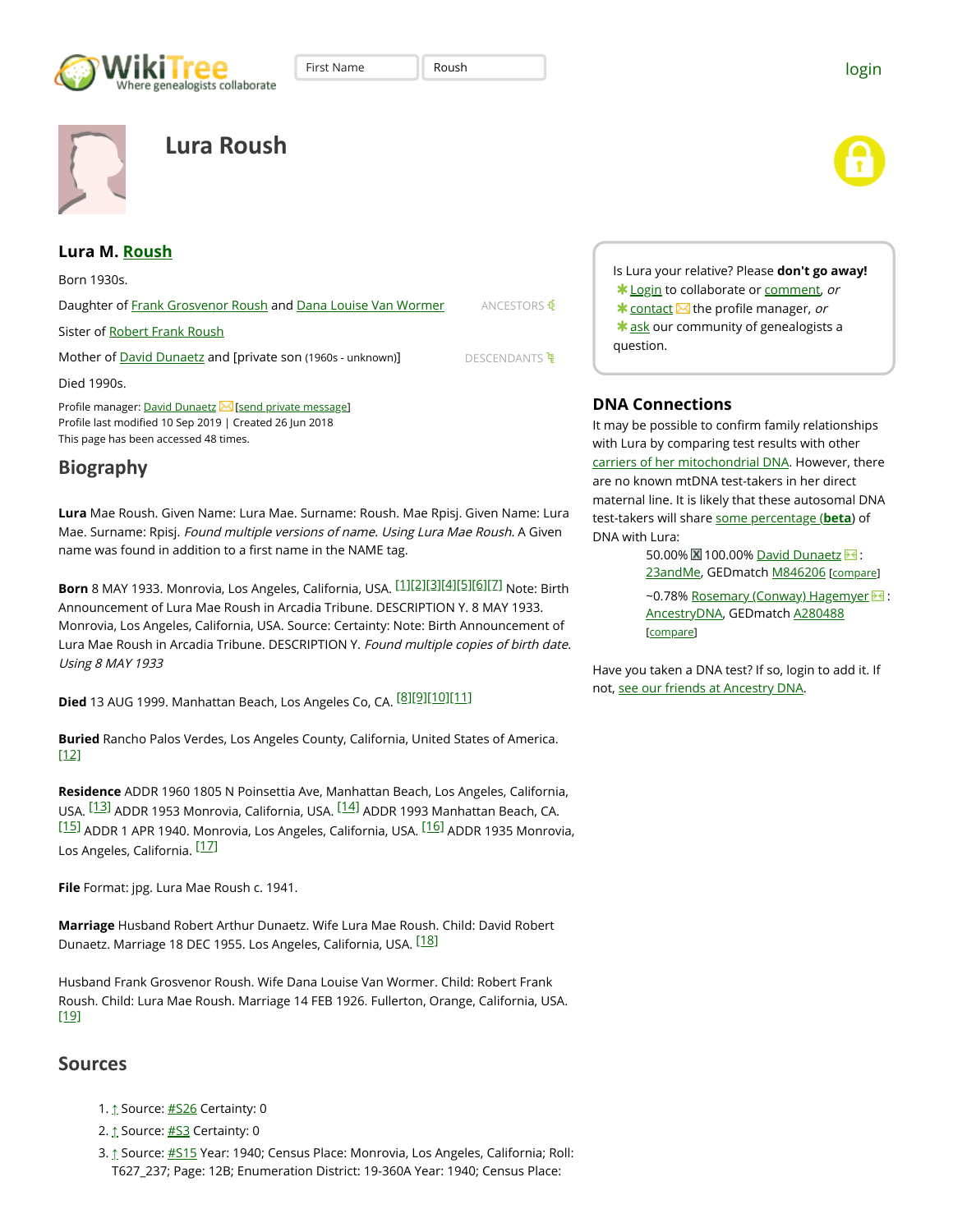WikiTree
Where genealogists collaborate

First Name | Roush

login

# Lura Roush

## Lura M. Roush

Born 1930s.

Daughter of Frank Grosvenor Roush and Dana Louise Van Wormer

ANCESTORS

Sister of Robert Frank Roush

Mother of David Dunaetz and [private son (1960s - unknown)]

DESCENDANTS

Died 1990s.

Profile manager: David Dunaetz [send private message]
Profile last modified 10 Sep 2019 | Created 26 Jun 2018
This page has been accessed 48 times.

## Biography

**Lura** Mae Roush. Given Name: Lura Mae. Surname: Roush. Mae Rpisj. Given Name: Lura Mae. Surname: Rpisj. *Found multiple versions of name. Using Lura Mae Roush.* A Given name was found in addition to a first name in the NAME tag.

**Born** 8 MAY 1933. Monrovia, Los Angeles, California, USA. [1][2][3][4][5][6][7] Note: Birth Announcement of Lura Mae Roush in Arcadia Tribune. DESCRIPTION Y. 8 MAY 1933. Monrovia, Los Angeles, California, USA. Source: Certainty: Note: Birth Announcement of Lura Mae Roush in Arcadia Tribune. DESCRIPTION Y. *Found multiple copies of birth date. Using 8 MAY 1933*

**Died** 13 AUG 1999. Manhattan Beach, Los Angeles Co, CA. [8][9][10][11]

**Buried** Rancho Palos Verdes, Los Angeles County, California, United States of America. [12]

**Residence** ADDR 1960 1805 N Poinsettia Ave, Manhattan Beach, Los Angeles, California, USA. [13] ADDR 1953 Monrovia, California, USA. [14] ADDR 1993 Manhattan Beach, CA. [15] ADDR 1 APR 1940. Monrovia, Los Angeles, California, USA. [16] ADDR 1935 Monrovia, Los Angeles, California. [17]

**File** Format: jpg. Lura Mae Roush c. 1941.

**Marriage** Husband Robert Arthur Dunaetz. Wife Lura Mae Roush. Child: David Robert Dunaetz. Marriage 18 DEC 1955. Los Angeles, California, USA. [18]

Husband Frank Grosvenor Roush. Wife Dana Louise Van Wormer. Child: Robert Frank Roush. Child: Lura Mae Roush. Marriage 14 FEB 1926. Fullerton, Orange, California, USA. [19]

## Sources

1. ↑ Source: #S26 Certainty: 0
2. ↑ Source: #S3 Certainty: 0
3. ↑ Source: #S15 Year: 1940; Census Place: Monrovia, Los Angeles, California; Roll: T627_237; Page: 12B; Enumeration District: 19-360A Year: 1940; Census Place:

Is Lura your relative? Please **don't go away!**
- Login to collaborate or comment, or
- contact the profile manager, or
- ask our community of genealogists a question.

## DNA Connections

It may be possible to confirm family relationships with Lura by comparing test results with other carriers of her mitochondrial DNA. However, there are no known mtDNA test-takers in her direct maternal line. It is likely that these autosomal DNA test-takers will share some percentage (**beta**) of DNA with Lura:

- 50.00% 100.00% David Dunaetz : 23andMe, GEDmatch M846206 [compare]
- ~0.78% Rosemary (Conway) Hagemyer : AncestryDNA, GEDmatch A280488 [compare]

Have you taken a DNA test? If so, login to add it. If not, see our friends at Ancestry DNA.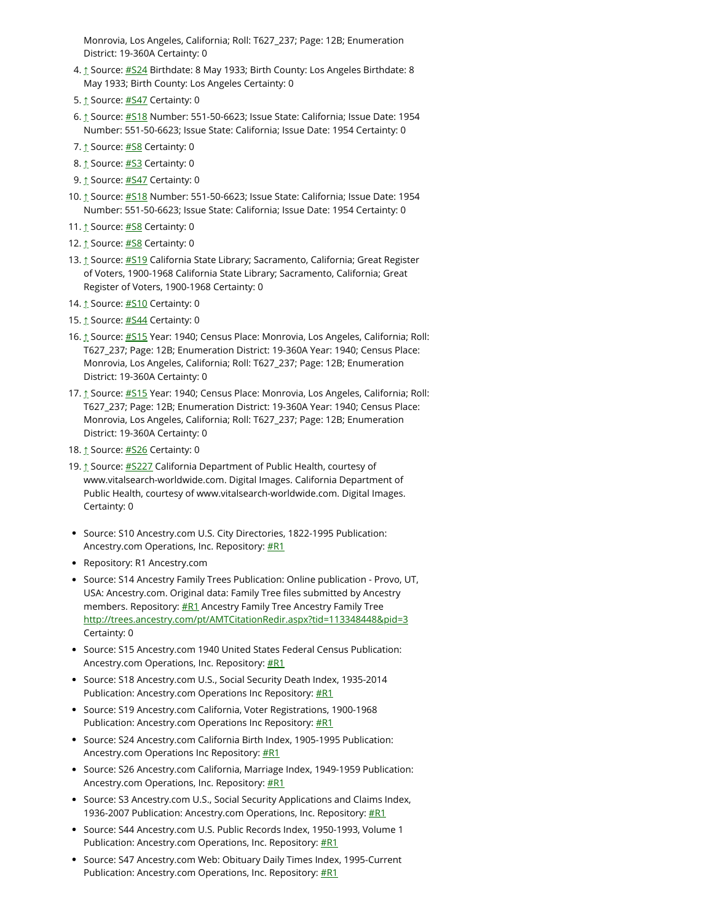Monrovia, Los Angeles, California; Roll: T627_237; Page: 12B; Enumeration District: 19-360A Certainty: 0

4. ↑ Source: #S24 Birthdate: 8 May 1933; Birth County: Los Angeles Birthdate: 8 May 1933; Birth County: Los Angeles Certainty: 0
5. ↑ Source: #S47 Certainty: 0
6. ↑ Source: #S18 Number: 551-50-6623; Issue State: California; Issue Date: 1954 Number: 551-50-6623; Issue State: California; Issue Date: 1954 Certainty: 0
7. ↑ Source: #S8 Certainty: 0
8. ↑ Source: #S3 Certainty: 0
9. ↑ Source: #S47 Certainty: 0
10. ↑ Source: #S18 Number: 551-50-6623; Issue State: California; Issue Date: 1954 Number: 551-50-6623; Issue State: California; Issue Date: 1954 Certainty: 0
11. ↑ Source: #S8 Certainty: 0
12. ↑ Source: #S8 Certainty: 0
13. ↑ Source: #S19 California State Library; Sacramento, California; Great Register of Voters, 1900-1968 California State Library; Sacramento, California; Great Register of Voters, 1900-1968 Certainty: 0
14. ↑ Source: #S10 Certainty: 0
15. ↑ Source: #S44 Certainty: 0
16. ↑ Source: #S15 Year: 1940; Census Place: Monrovia, Los Angeles, California; Roll: T627_237; Page: 12B; Enumeration District: 19-360A Year: 1940; Census Place: Monrovia, Los Angeles, California; Roll: T627_237; Page: 12B; Enumeration District: 19-360A Certainty: 0
17. ↑ Source: #S15 Year: 1940; Census Place: Monrovia, Los Angeles, California; Roll: T627_237; Page: 12B; Enumeration District: 19-360A Year: 1940; Census Place: Monrovia, Los Angeles, California; Roll: T627_237; Page: 12B; Enumeration District: 19-360A Certainty: 0
18. ↑ Source: #S26 Certainty: 0
19. ↑ Source: #S227 California Department of Public Health, courtesy of www.vitalsearch-worldwide.com. Digital Images. California Department of Public Health, courtesy of www.vitalsearch-worldwide.com. Digital Images. Certainty: 0

- Source: S10 Ancestry.com U.S. City Directories, 1822-1995 Publication: Ancestry.com Operations, Inc. Repository: #R1
- Repository: R1 Ancestry.com
- Source: S14 Ancestry Family Trees Publication: Online publication - Provo, UT, USA: Ancestry.com. Original data: Family Tree files submitted by Ancestry members. Repository: #R1 Ancestry Family Tree Ancestry Family Tree http://trees.ancestry.com/pt/AMTCitationRedir.aspx?tid=113348448&pid=3 Certainty: 0
- Source: S15 Ancestry.com 1940 United States Federal Census Publication: Ancestry.com Operations, Inc. Repository: #R1
- Source: S18 Ancestry.com U.S., Social Security Death Index, 1935-2014 Publication: Ancestry.com Operations Inc Repository: #R1
- Source: S19 Ancestry.com California, Voter Registrations, 1900-1968 Publication: Ancestry.com Operations Inc Repository: #R1
- Source: S24 Ancestry.com California Birth Index, 1905-1995 Publication: Ancestry.com Operations Inc Repository: #R1
- Source: S26 Ancestry.com California, Marriage Index, 1949-1959 Publication: Ancestry.com Operations, Inc. Repository: #R1
- Source: S3 Ancestry.com U.S., Social Security Applications and Claims Index, 1936-2007 Publication: Ancestry.com Operations, Inc. Repository: #R1
- Source: S44 Ancestry.com U.S. Public Records Index, 1950-1993, Volume 1 Publication: Ancestry.com Operations, Inc. Repository: #R1
- Source: S47 Ancestry.com Web: Obituary Daily Times Index, 1995-Current Publication: Ancestry.com Operations, Inc. Repository: #R1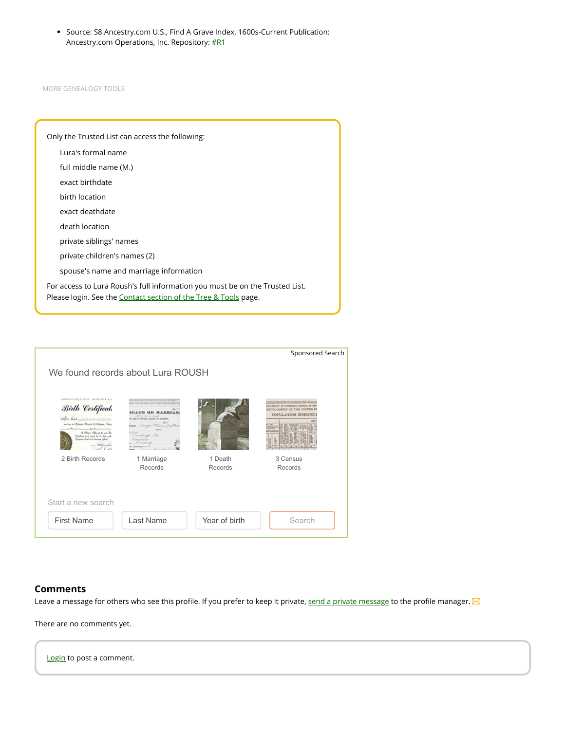- Source: S8 Ancestry.com U.S., Find A Grave Index, 1600s-Current Publication: Ancestry.com Operations, Inc. Repository: #R1

MORE GENEALOGY TOOLS

Only the Trusted List can access the following:

- Lura's formal name
- full middle name (M.)
- exact birthdate
- birth location
- exact deathdate
- death location
- private siblings' names
- private children's names (2)
- spouse's name and marriage information

For access to Lura Roush's full information you must be on the Trusted List. Please login. See the Contact section of the Tree & Tools page.

Sponsored Search

We found records about Lura ROUSH

2 Birth Records | 1 Marriage Records | 1 Death Records | 3 Census Records

Start a new search

First Name | Last Name | Year of birth | Search

## Comments

Leave a message for others who see this profile. If you prefer to keep it private, send a private message to the profile manager.

There are no comments yet.

Login to post a comment.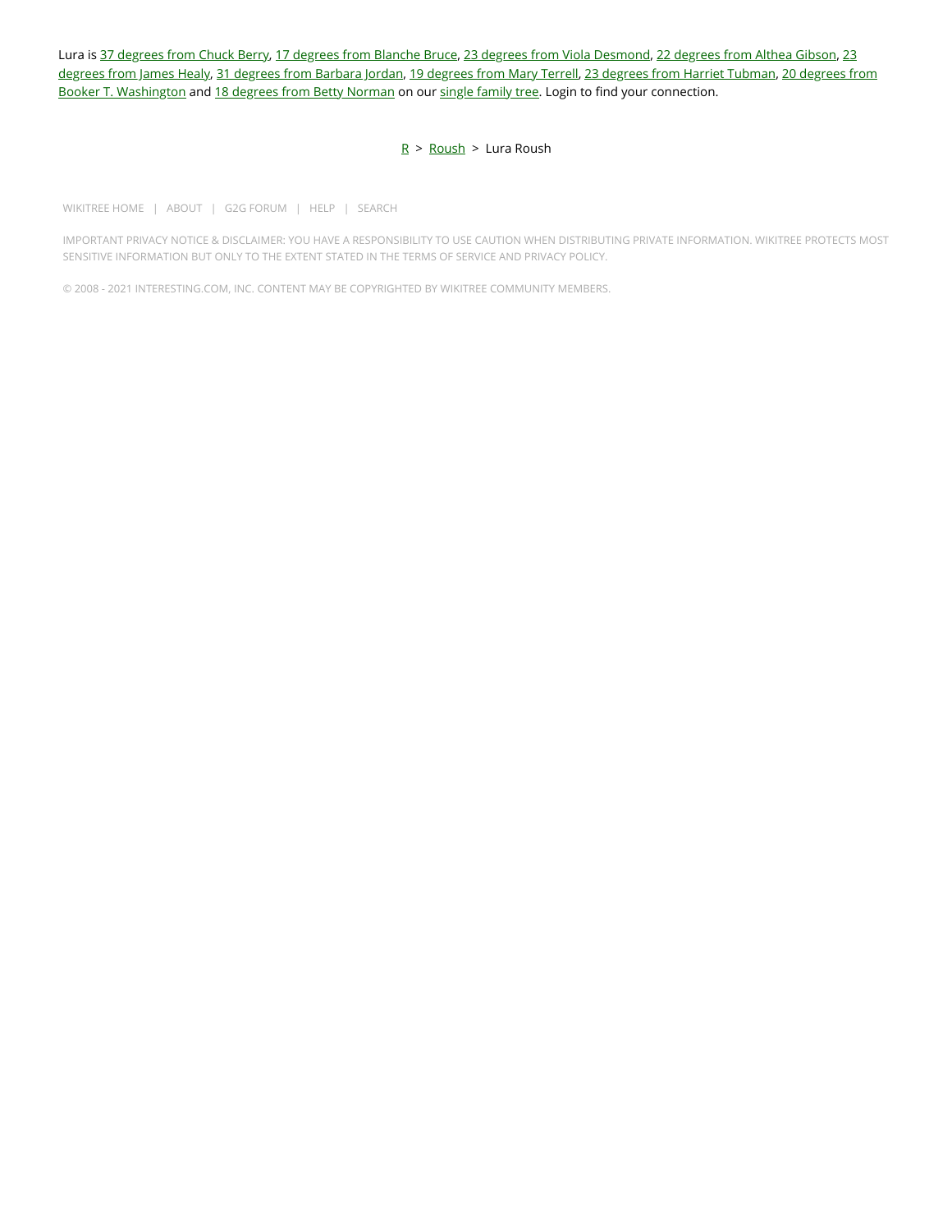Lura is [37 degrees from Chuck Berry], [17 degrees from Blanche Bruce], [23 degrees from Viola Desmond], [22 degrees from Althea Gibson], [23 degrees from James Healy], [31 degrees from Barbara Jordan], [19 degrees from Mary Terrell], [23 degrees from Harriet Tubman], [20 degrees from Booker T. Washington] and [18 degrees from Betty Norman] on our [single family tree]. Login to find your connection.

R > Roush > Lura Roush

WIKITREE HOME | ABOUT | G2G FORUM | HELP | SEARCH

IMPORTANT PRIVACY NOTICE & DISCLAIMER: YOU HAVE A RESPONSIBILITY TO USE CAUTION WHEN DISTRIBUTING PRIVATE INFORMATION. WIKITREE PROTECTS MOST SENSITIVE INFORMATION BUT ONLY TO THE EXTENT STATED IN THE TERMS OF SERVICE AND PRIVACY POLICY.

© 2008 - 2021 INTERESTING.COM, INC. CONTENT MAY BE COPYRIGHTED BY WIKITREE COMMUNITY MEMBERS.